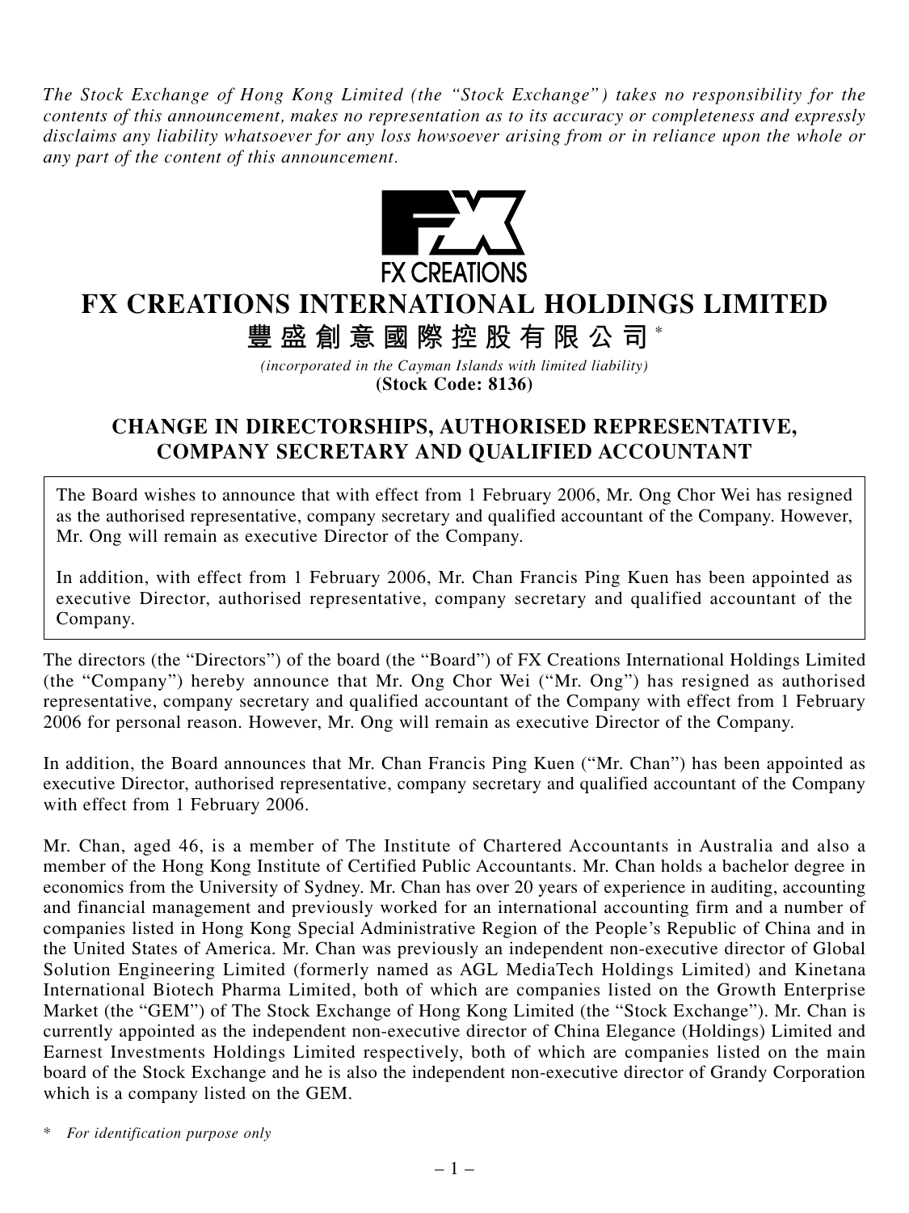*The Stock Exchange of Hong Kong Limited (the "Stock Exchange") takes no responsibility for the contents of this announcement, makes no representation as to its accuracy or completeness and expressly disclaims any liability whatsoever for any loss howsoever arising from or in reliance upon the whole or any part of the content of this announcement.*

FX CREATIONS

# FX CREATIONS INTERNATIONAL HOLDINGS LIMITED

# 豐盛創意國際控股有限公司*

*(incorporated in the Cayman Islands with limited liability)*

**(Stock Code: 8136)**

## CHANGE IN DIRECTORSHIPS, AUTHORISED REPRESENTATIVE, COMPANY SECRETARY AND QUALIFIED ACCOUNTANT

The Board wishes to announce that with effect from 1 February 2006, Mr. Ong Chor Wei has resigned as the authorised representative, company secretary and qualified accountant of the Company. However, Mr. Ong will remain as executive Director of the Company.

In addition, with effect from 1 February 2006, Mr. Chan Francis Ping Kuen has been appointed as executive Director, authorised representative, company secretary and qualified accountant of the Company.

The directors (the "Directors") of the board (the "Board") of FX Creations International Holdings Limited (the "Company") hereby announce that Mr. Ong Chor Wei ("Mr. Ong") has resigned as authorised representative, company secretary and qualified accountant of the Company with effect from 1 February 2006 for personal reason. However, Mr. Ong will remain as executive Director of the Company.

In addition, the Board announces that Mr. Chan Francis Ping Kuen ("Mr. Chan") has been appointed as executive Director, authorised representative, company secretary and qualified accountant of the Company with effect from 1 February 2006.

Mr. Chan, aged 46, is a member of The Institute of Chartered Accountants in Australia and also a member of the Hong Kong Institute of Certified Public Accountants. Mr. Chan holds a bachelor degree in economics from the University of Sydney. Mr. Chan has over 20 years of experience in auditing, accounting and financial management and previously worked for an international accounting firm and a number of companies listed in Hong Kong Special Administrative Region of the People's Republic of China and in the United States of America. Mr. Chan was previously an independent non-executive director of Global Solution Engineering Limited (formerly named as AGL MediaTech Holdings Limited) and Kinetana International Biotech Pharma Limited, both of which are companies listed on the Growth Enterprise Market (the "GEM") of The Stock Exchange of Hong Kong Limited (the "Stock Exchange"). Mr. Chan is currently appointed as the independent non-executive director of China Elegance (Holdings) Limited and Earnest Investments Holdings Limited respectively, both of which are companies listed on the main board of the Stock Exchange and he is also the independent non-executive director of Grandy Corporation which is a company listed on the GEM.

\* *For identification purpose only*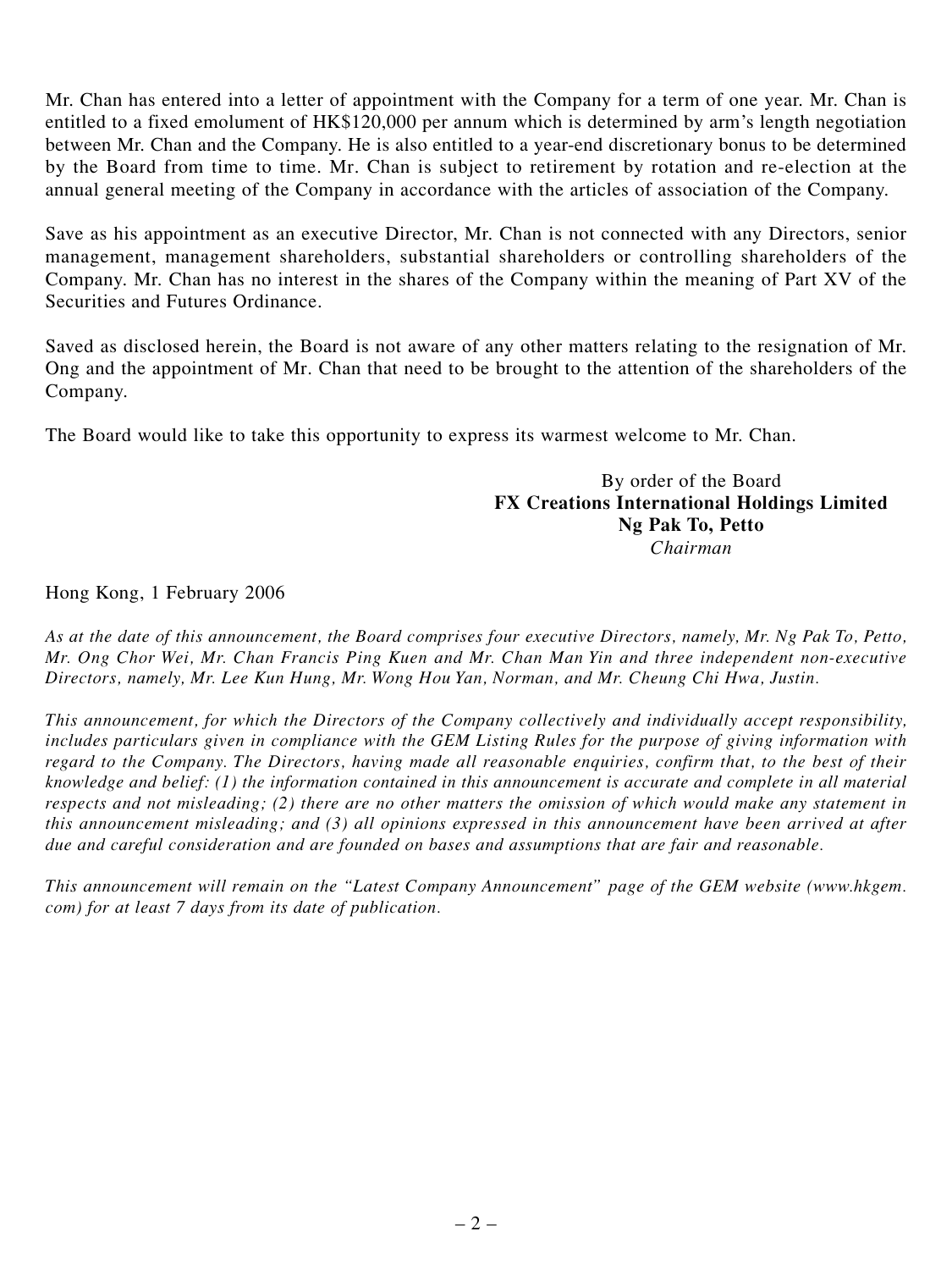Mr. Chan has entered into a letter of appointment with the Company for a term of one year. Mr. Chan is entitled to a fixed emolument of HK$120,000 per annum which is determined by arm's length negotiation between Mr. Chan and the Company. He is also entitled to a year-end discretionary bonus to be determined by the Board from time to time. Mr. Chan is subject to retirement by rotation and re-election at the annual general meeting of the Company in accordance with the articles of association of the Company.

Save as his appointment as an executive Director, Mr. Chan is not connected with any Directors, senior management, management shareholders, substantial shareholders or controlling shareholders of the Company. Mr. Chan has no interest in the shares of the Company within the meaning of Part XV of the Securities and Futures Ordinance.

Saved as disclosed herein, the Board is not aware of any other matters relating to the resignation of Mr. Ong and the appointment of Mr. Chan that need to be brought to the attention of the shareholders of the Company.

The Board would like to take this opportunity to express its warmest welcome to Mr. Chan.

By order of the Board
**FX Creations International Holdings Limited**
**Ng Pak To, Petto**
*Chairman*

Hong Kong, 1 February 2006

*As at the date of this announcement, the Board comprises four executive Directors, namely, Mr. Ng Pak To, Petto, Mr. Ong Chor Wei, Mr. Chan Francis Ping Kuen and Mr. Chan Man Yin and three independent non-executive Directors, namely, Mr. Lee Kun Hung, Mr. Wong Hou Yan, Norman, and Mr. Cheung Chi Hwa, Justin.*

*This announcement, for which the Directors of the Company collectively and individually accept responsibility, includes particulars given in compliance with the GEM Listing Rules for the purpose of giving information with regard to the Company. The Directors, having made all reasonable enquiries, confirm that, to the best of their knowledge and belief: (1) the information contained in this announcement is accurate and complete in all material respects and not misleading; (2) there are no other matters the omission of which would make any statement in this announcement misleading; and (3) all opinions expressed in this announcement have been arrived at after due and careful consideration and are founded on bases and assumptions that are fair and reasonable.*

*This announcement will remain on the "Latest Company Announcement" page of the GEM website (www.hkgem.com) for at least 7 days from its date of publication.*